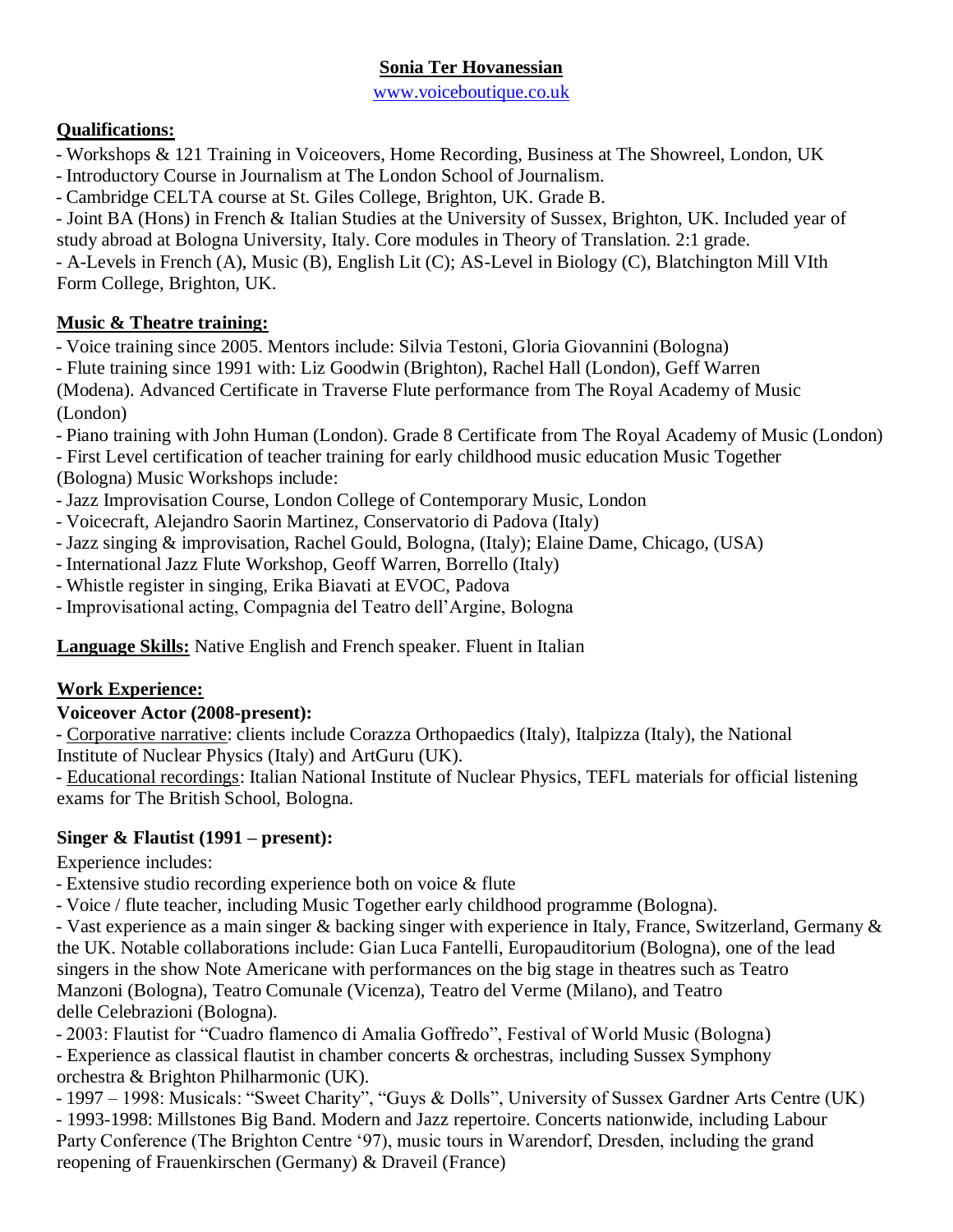# Sonia Ter Hovanessian

www.voiceboutique.co.uk

## Qualifications:

- Workshops & 121 Training in Voiceovers, Home Recording, Business at The Showreel, London, UK
- Introductory Course in Journalism at The London School of Journalism.
- Cambridge CELTA course at St. Giles College, Brighton, UK. Grade B.
- Joint BA (Hons) in French & Italian Studies at the University of Sussex, Brighton, UK. Included year of study abroad at Bologna University, Italy. Core modules in Theory of Translation. 2:1 grade.
- A-Levels in French (A), Music (B), English Lit (C); AS-Level in Biology (C), Blatchington Mill VIth Form College, Brighton, UK.

## Music & Theatre training:

- Voice training since 2005. Mentors include: Silvia Testoni, Gloria Giovannini (Bologna)
- Flute training since 1991 with: Liz Goodwin (Brighton), Rachel Hall (London), Geff Warren (Modena). Advanced Certificate in Traverse Flute performance from The Royal Academy of Music (London)
- Piano training with John Human (London). Grade 8 Certificate from The Royal Academy of Music (London)
- First Level certification of teacher training for early childhood music education Music Together (Bologna) Music Workshops include:
- Jazz Improvisation Course, London College of Contemporary Music, London
- Voicecraft, Alejandro Saorin Martinez, Conservatorio di Padova (Italy)
- Jazz singing & improvisation, Rachel Gould, Bologna, (Italy); Elaine Dame, Chicago, (USA)
- International Jazz Flute Workshop, Geoff Warren, Borrello (Italy)
- Whistle register in singing, Erika Biavati at EVOC, Padova
- Improvisational acting, Compagnia del Teatro dell'Argine, Bologna

**Language Skills:** Native English and French speaker. Fluent in Italian

## Work Experience:

### Voiceover Actor (2008-present):

- Corporative narrative: clients include Corazza Orthopaedics (Italy), Italpizza (Italy), the National Institute of Nuclear Physics (Italy) and ArtGuru (UK).
- Educational recordings: Italian National Institute of Nuclear Physics, TEFL materials for official listening exams for The British School, Bologna.

### Singer & Flautist (1991 – present):

Experience includes:

- Extensive studio recording experience both on voice & flute
- Voice / flute teacher, including Music Together early childhood programme (Bologna).
- Vast experience as a main singer & backing singer with experience in Italy, France, Switzerland, Germany & the UK. Notable collaborations include: Gian Luca Fantelli, Europauditorium (Bologna), one of the lead singers in the show Note Americane with performances on the big stage in theatres such as Teatro Manzoni (Bologna), Teatro Comunale (Vicenza), Teatro del Verme (Milano), and Teatro delle Celebrazioni (Bologna).
- 2003: Flautist for "Cuadro flamenco di Amalia Goffredo", Festival of World Music (Bologna)
- Experience as classical flautist in chamber concerts & orchestras, including Sussex Symphony orchestra & Brighton Philharmonic (UK).
- 1997 – 1998: Musicals: "Sweet Charity", "Guys & Dolls", University of Sussex Gardner Arts Centre (UK)
- 1993-1998: Millstones Big Band. Modern and Jazz repertoire. Concerts nationwide, including Labour Party Conference (The Brighton Centre '97), music tours in Warendorf, Dresden, including the grand reopening of Frauenkirschen (Germany) & Draveil (France)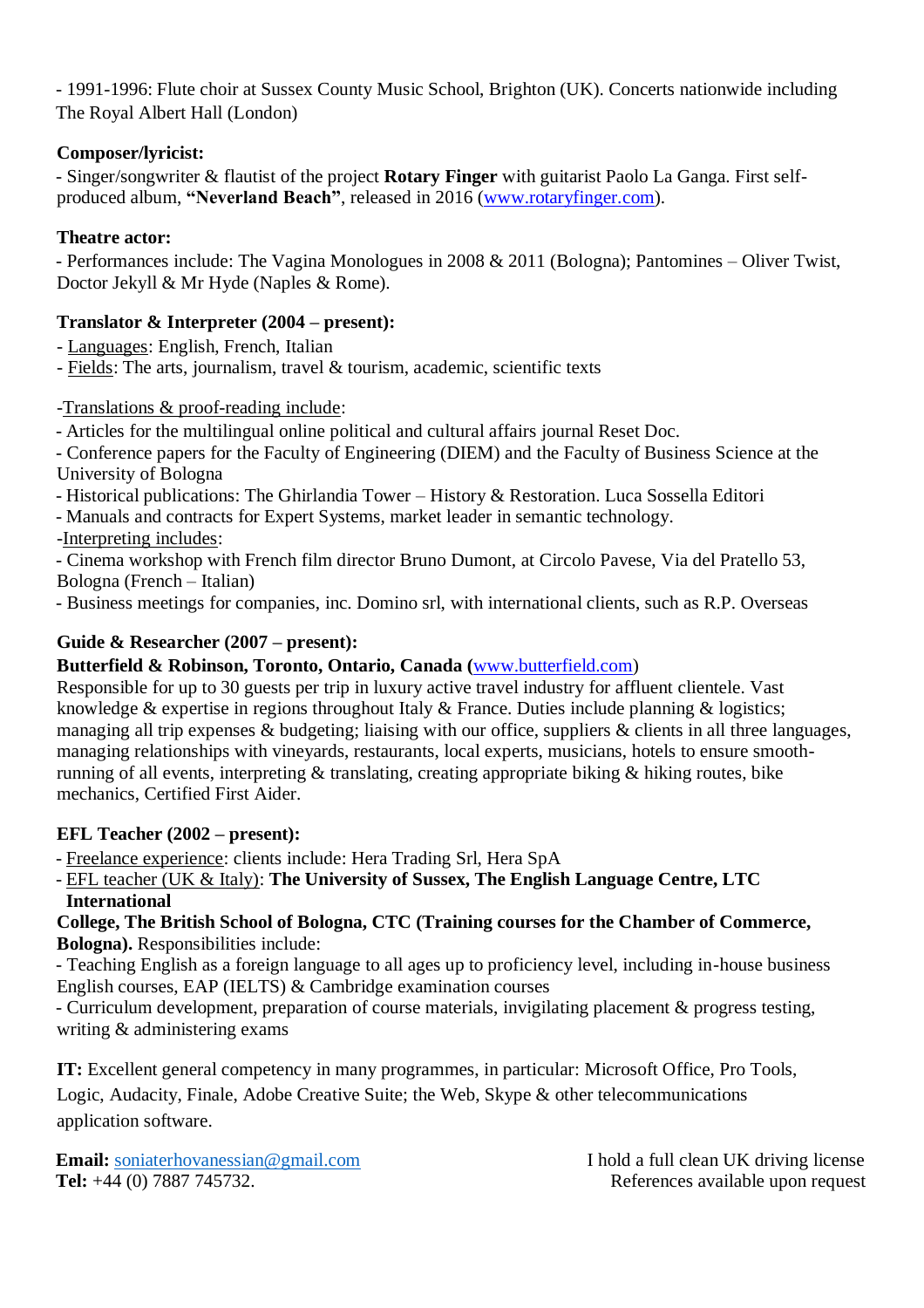- 1991-1996: Flute choir at Sussex County Music School, Brighton (UK). Concerts nationwide including The Royal Albert Hall (London)

**Composer/lyricist:**

- Singer/songwriter & flautist of the project **Rotary Finger** with guitarist Paolo La Ganga. First self-produced album, **"Neverland Beach"**, released in 2016 (www.rotaryfinger.com).

**Theatre actor:**

- Performances include: The Vagina Monologues in 2008 & 2011 (Bologna); Pantomines – Oliver Twist, Doctor Jekyll & Mr Hyde (Naples & Rome).

**Translator & Interpreter (2004 – present):**

- Languages: English, French, Italian
- Fields: The arts, journalism, travel & tourism, academic, scientific texts

-Translations & proof-reading include:

- Articles for the multilingual online political and cultural affairs journal Reset Doc.
- Conference papers for the Faculty of Engineering (DIEM) and the Faculty of Business Science at the University of Bologna
- Historical publications: The Ghirlandia Tower – History & Restoration. Luca Sossella Editori
- Manuals and contracts for Expert Systems, market leader in semantic technology.

-Interpreting includes:

- Cinema workshop with French film director Bruno Dumont, at Circolo Pavese, Via del Pratello 53, Bologna (French – Italian)
- Business meetings for companies, inc. Domino srl, with international clients, such as R.P. Overseas

**Guide & Researcher (2007 – present):**

**Butterfield & Robinson, Toronto, Ontario, Canada (**www.butterfield.com)

Responsible for up to 30 guests per trip in luxury active travel industry for affluent clientele. Vast knowledge & expertise in regions throughout Italy & France. Duties include planning & logistics; managing all trip expenses & budgeting; liaising with our office, suppliers & clients in all three languages, managing relationships with vineyards, restaurants, local experts, musicians, hotels to ensure smooth-running of all events, interpreting & translating, creating appropriate biking & hiking routes, bike mechanics, Certified First Aider.

**EFL Teacher (2002 – present):**

- Freelance experience: clients include: Hera Trading Srl, Hera SpA
- EFL teacher (UK & Italy): **The University of Sussex, The English Language Centre, LTC International College, The British School of Bologna, CTC (Training courses for the Chamber of Commerce, Bologna).** Responsibilities include:
- Teaching English as a foreign language to all ages up to proficiency level, including in-house business English courses, EAP (IELTS) & Cambridge examination courses
- Curriculum development, preparation of course materials, invigilating placement & progress testing, writing & administering exams

**IT:** Excellent general competency in many programmes, in particular: Microsoft Office, Pro Tools, Logic, Audacity, Finale, Adobe Creative Suite; the Web, Skype & other telecommunications application software.

**Email:** soniaterhovanessian@gmail.com
**Tel:** +44 (0) 7887 745732.

I hold a full clean UK driving license
References available upon request